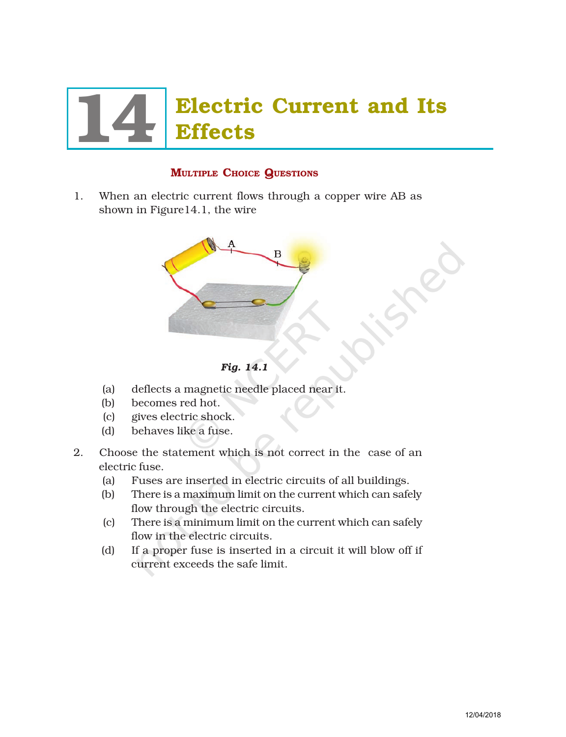# 14 Electric Current and Its Effects

## Multiple Choice Questions

1. When an electric current flows through a copper wire AB as shown in Figure14.1, the wire

*Fig. 14.1*

   (a) deflects a magnetic needle placed near it.
   (b) becomes red hot.
   (c) gives electric shock.
   (d) behaves like a fuse.

2. Choose the statement which is not correct in the case of an electric fuse.
   (a) Fuses are inserted in electric circuits of all buildings.
   (b) There is a maximum limit on the current which can safely flow through the electric circuits.
   (c) There is a minimum limit on the current which can safely flow in the electric circuits.
   (d) If a proper fuse is inserted in a circuit it will blow off if current exceeds the safe limit.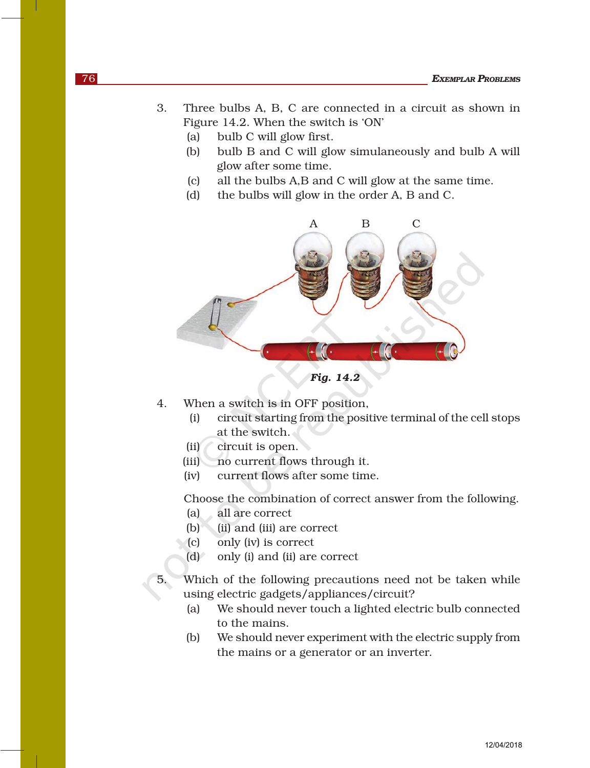3. Three bulbs A, B, C are connected in a circuit as shown in Figure 14.2. When the switch is 'ON'
   - (a) bulb C will glow first.
   - (b) bulb B and C will glow simulaneously and bulb A will glow after some time.
   - (c) all the bulbs A,B and C will glow at the same time.
   - (d) the bulbs will glow in the order A, B and C.

*Fig. 14.2*

4. When a switch is in OFF position,
   - (i) circuit starting from the positive terminal of the cell stops at the switch.
   - (ii) circuit is open.
   - (iii) no current flows through it.
   - (iv) current flows after some time.

   Choose the combination of correct answer from the following.
   - (a) all are correct
   - (b) (ii) and (iii) are correct
   - (c) only (iv) is correct
   - (d) only (i) and (ii) are correct

5. Which of the following precautions need not be taken while using electric gadgets/appliances/circuit?
   - (a) We should never touch a lighted electric bulb connected to the mains.
   - (b) We should never experiment with the electric supply from the mains or a generator or an inverter.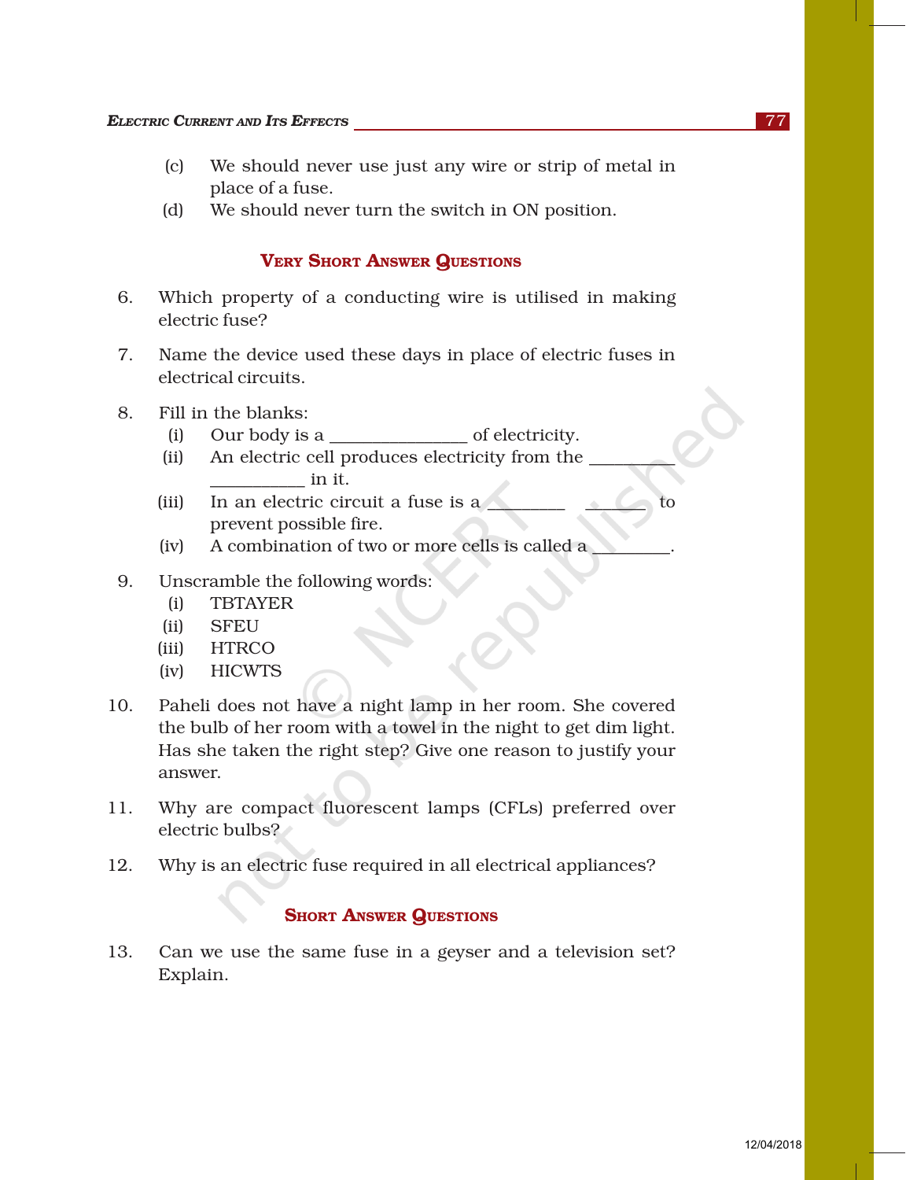(c) We should never use just any wire or strip of metal in place of a fuse.

(d) We should never turn the switch in ON position.

## Very Short Answer Questions

6. Which property of a conducting wire is utilised in making electric fuse?

7. Name the device used these days in place of electric fuses in electrical circuits.

8. Fill in the blanks:
   - (i) Our body is a _______________ of electricity.
   - (ii) An electric cell produces electricity from the _________ __________ in it.
   - (iii) In an electric circuit a fuse is a ________ _______ to prevent possible fire.
   - (iv) A combination of two or more cells is called a ________.

9. Unscramble the following words:
   - (i) TBTAYER
   - (ii) SFEU
   - (iii) HTRCO
   - (iv) HICWTS

10. Paheli does not have a night lamp in her room. She covered the bulb of her room with a towel in the night to get dim light. Has she taken the right step? Give one reason to justify your answer.

11. Why are compact fluorescent lamps (CFLs) preferred over electric bulbs?

12. Why is an electric fuse required in all electrical appliances?

## Short Answer Questions

13. Can we use the same fuse in a geyser and a television set? Explain.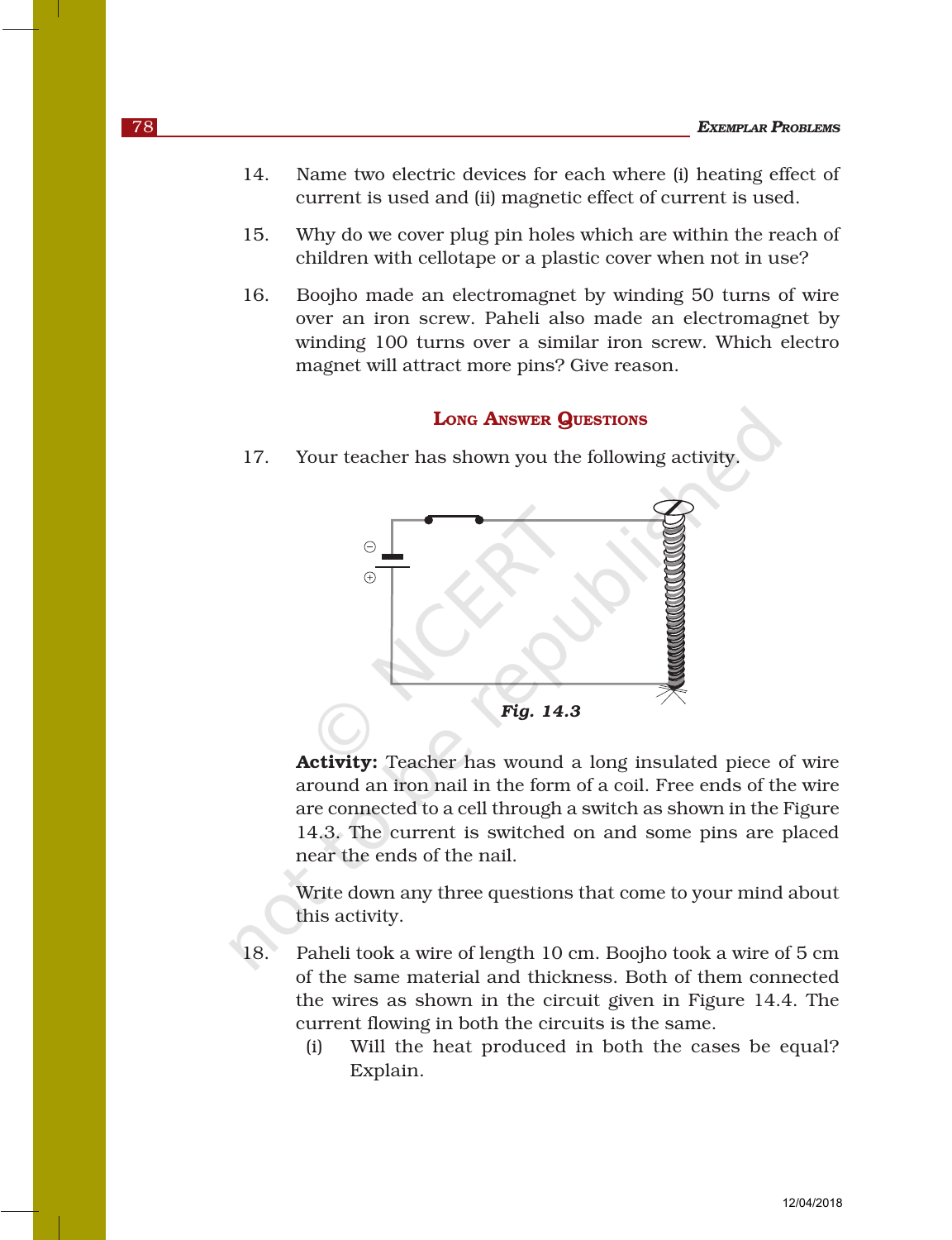14. Name two electric devices for each where (i) heating effect of current is used and (ii) magnetic effect of current is used.

15. Why do we cover plug pin holes which are within the reach of children with cellotape or a plastic cover when not in use?

16. Boojho made an electromagnet by winding 50 turns of wire over an iron screw. Paheli also made an electromagnet by winding 100 turns over a similar iron screw. Which electro magnet will attract more pins? Give reason.

## Long Answer Questions

17. Your teacher has shown you the following activity.

*Fig. 14.3*

**Activity:** Teacher has wound a long insulated piece of wire around an iron nail in the form of a coil. Free ends of the wire are connected to a cell through a switch as shown in the Figure 14.3. The current is switched on and some pins are placed near the ends of the nail.

Write down any three questions that come to your mind about this activity.

18. Paheli took a wire of length 10 cm. Boojho took a wire of 5 cm of the same material and thickness. Both of them connected the wires as shown in the circuit given in Figure 14.4. The current flowing in both the circuits is the same.

    (i) Will the heat produced in both the cases be equal? Explain.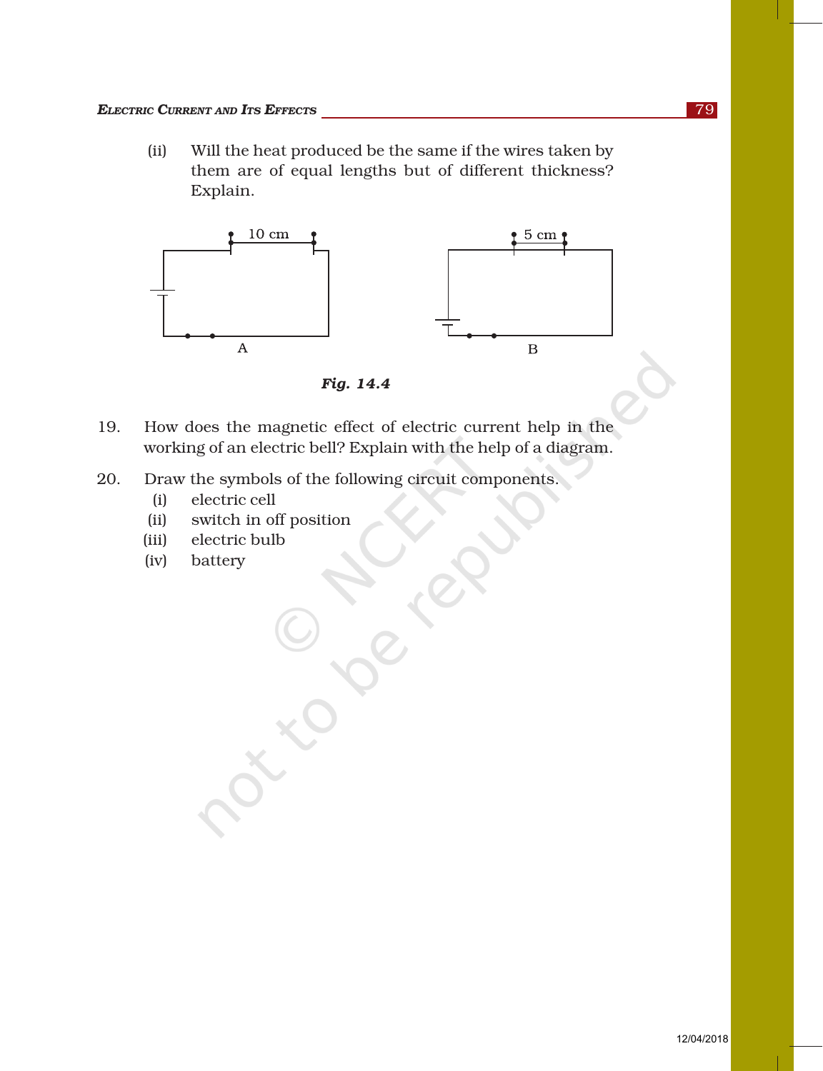(ii) Will the heat produced be the same if the wires taken by them are of equal lengths but of different thickness? Explain.

10 cm

A

5 cm

B

*Fig. 14.4*

19. How does the magnetic effect of electric current help in the working of an electric bell? Explain with the help of a diagram.

20. Draw the symbols of the following circuit components.
    (i) electric cell
    (ii) switch in off position
    (iii) electric bulb
    (iv) battery